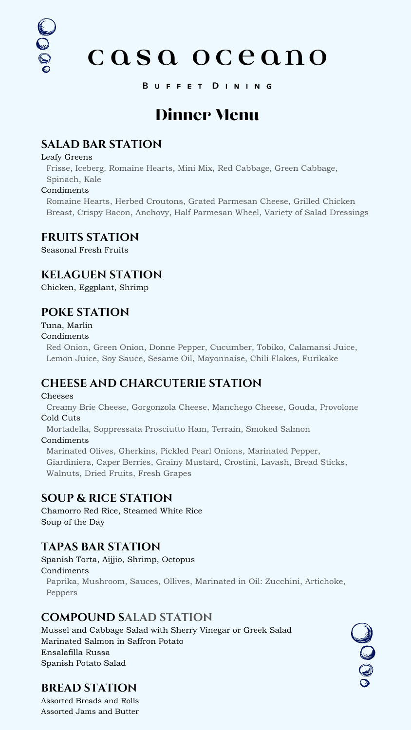# casa oceano

Buffet Dining

## Dinner Menu

### SALAD BAR STATION

Leafy Greens

Frisse, Iceberg, Romaine Hearts, Mini Mix, Red Cabbage, Green Cabbage, Spinach, Kale

Condiments

Romaine Hearts, Herbed Croutons, Grated Parmesan Cheese, Grilled Chicken Breast, Crispy Bacon, Anchovy, Half Parmesan Wheel, Variety of Salad Dressings

### FRUITS STATION

Seasonal Fresh Fruits

### KELAGUEN STATION

Chicken, Eggplant, Shrimp

### POKE STATION

Tuna, Marlin

Condiments

Red Onion, Green Onion, Donne Pepper, Cucumber, Tobiko, Calamansi Juice, Lemon Juice, Soy Sauce, Sesame Oil, Mayonnaise, Chili Flakes, Furikake

### CHEESE AND CHARCUTERIE STATION

Cheeses

Creamy Brie Cheese, Gorgonzola Cheese, Manchego Cheese, Gouda, Provolone

Cold Cuts

Mortadella, Soppressata Prosciutto Ham, Terrain, Smoked Salmon

Condiments

Marinated Olives, Gherkins, Pickled Pearl Onions, Marinated Pepper, Giardiniera, Caper Berries, Grainy Mustard, Crostini, Lavash, Bread Sticks, Walnuts, Dried Fruits, Fresh Grapes

### SOUP & RICE STATION

Chamorro Red Rice, Steamed White Rice

Soup of the Day

### TAPAS BAR STATION

Spanish Torta, Aijjio, Shrimp, Octopus

Condiments

Paprika, Mushroom, Sauces, Ollives, Marinated in Oil: Zucchini, Artichoke, Peppers

### COMPOUND SALAD STATION

Mussel and Cabbage Salad with Sherry Vinegar or Greek Salad

Marinated Salmon in Saffron Potato

Ensalafilla Russa

Spanish Potato Salad

### BREAD STATION

Assorted Breads and Rolls

Assorted Jams and Butter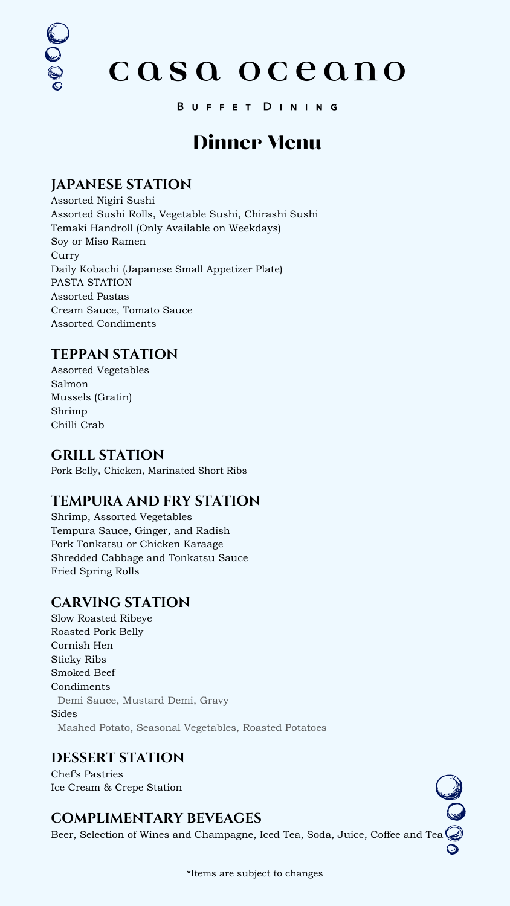# casa oceano

**Buffet Dining**

## Dinner Menu

### JAPANESE STATION

Assorted Nigiri Sushi
Assorted Sushi Rolls, Vegetable Sushi, Chirashi Sushi
Temaki Handroll (Only Available on Weekdays)
Soy or Miso Ramen
Curry
Daily Kobachi (Japanese Small Appetizer Plate)
PASTA STATION
Assorted Pastas
Cream Sauce, Tomato Sauce
Assorted Condiments

### TEPPAN STATION

Assorted Vegetables
Salmon
Mussels (Gratin)
Shrimp
Chilli Crab

### GRILL STATION

Pork Belly, Chicken, Marinated Short Ribs

### TEMPURA AND FRY STATION

Shrimp, Assorted Vegetables
Tempura Sauce, Ginger, and Radish
Pork Tonkatsu or Chicken Karaage
Shredded Cabbage and Tonkatsu Sauce
Fried Spring Rolls

### CARVING STATION

Slow Roasted Ribeye
Roasted Pork Belly
Cornish Hen
Sticky Ribs
Smoked Beef
Condiments
  Demi Sauce, Mustard Demi, Gravy
Sides
  Mashed Potato, Seasonal Vegetables, Roasted Potatoes

### DESSERT STATION

Chef's Pastries
Ice Cream & Crepe Station

### COMPLIMENTARY BEVEAGES

Beer, Selection of Wines and Champagne, Iced Tea, Soda, Juice, Coffee and Tea

*Items are subject to changes